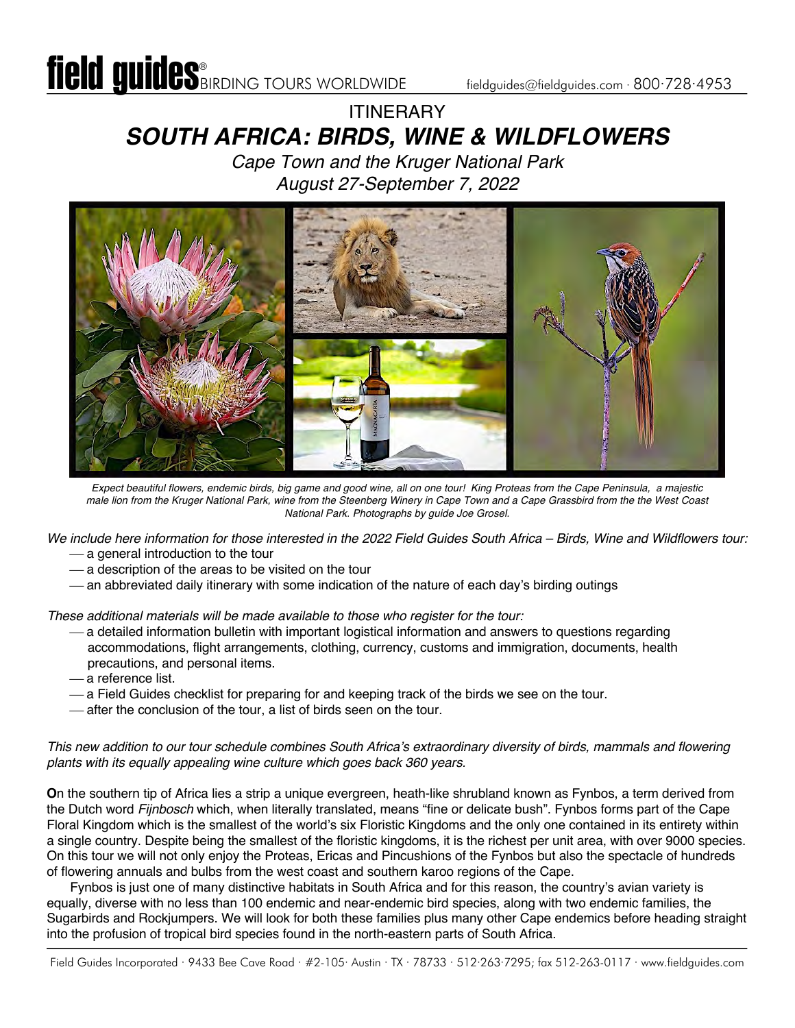# ITINERARY

# *SOUTH AFRICA: BIRDS, WINE & WILDFLOWERS*

*Cape Town and the Kruger National Park*
*August 27-September 7, 2022*

*Expect beautiful flowers, endemic birds, big game and good wine, all on one tour! King Proteas from the Cape Peninsula, a majestic male lion from the Kruger National Park, wine from the Steenberg Winery in Cape Town and a Cape Grassbird from the the West Coast National Park. Photographs by guide Joe Grosel.*

*We include here information for those interested in the 2022 Field Guides South Africa – Birds, Wine and Wildflowers tour:*

- a general introduction to the tour
- a description of the areas to be visited on the tour
- an abbreviated daily itinerary with some indication of the nature of each day's birding outings

*These additional materials will be made available to those who register for the tour:*

- a detailed information bulletin with important logistical information and answers to questions regarding accommodations, flight arrangements, clothing, currency, customs and immigration, documents, health precautions, and personal items.
- a reference list.
- a Field Guides checklist for preparing for and keeping track of the birds we see on the tour.
- after the conclusion of the tour, a list of birds seen on the tour.

*This new addition to our tour schedule combines South Africa's extraordinary diversity of birds, mammals and flowering plants with its equally appealing wine culture which goes back 360 years.*

**O**n the southern tip of Africa lies a strip a unique evergreen, heath-like shrubland known as Fynbos, a term derived from the Dutch word *Fijnbosch* which, when literally translated, means "fine or delicate bush". Fynbos forms part of the Cape Floral Kingdom which is the smallest of the world's six Floristic Kingdoms and the only one contained in its entirety within a single country. Despite being the smallest of the floristic kingdoms, it is the richest per unit area, with over 9000 species. On this tour we will not only enjoy the Proteas, Ericas and Pincushions of the Fynbos but also the spectacle of hundreds of flowering annuals and bulbs from the west coast and southern karoo regions of the Cape.

Fynbos is just one of many distinctive habitats in South Africa and for this reason, the country's avian variety is equally, diverse with no less than 100 endemic and near-endemic bird species, along with two endemic families, the Sugarbirds and Rockjumpers. We will look for both these families plus many other Cape endemics before heading straight into the profusion of tropical bird species found in the north-eastern parts of South Africa.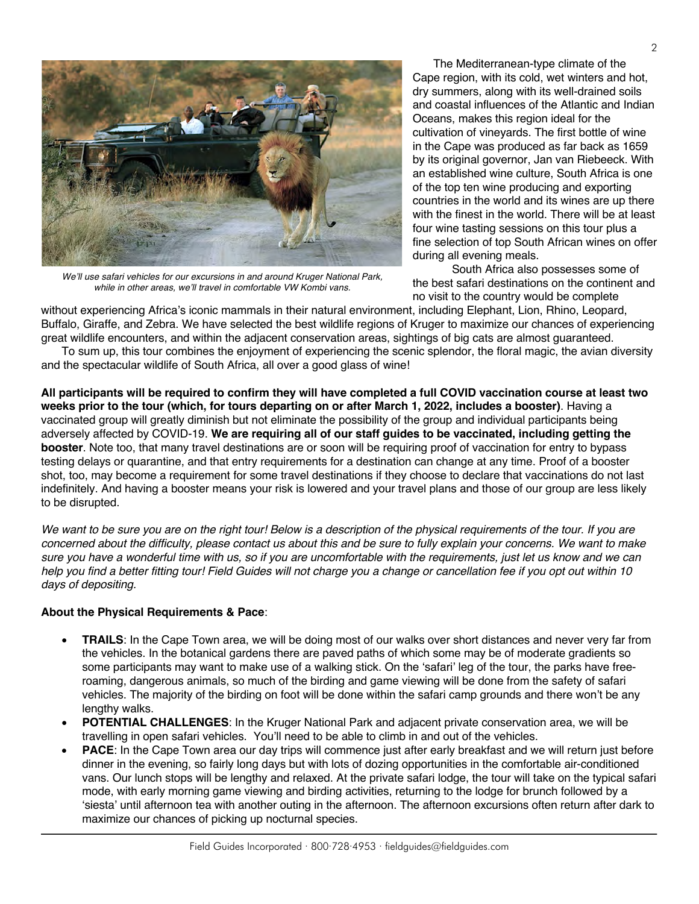*We'll use safari vehicles for our excursions in and around Kruger National Park, while in other areas, we'll travel in comfortable VW Kombi vans.*

The Mediterranean-type climate of the Cape region, with its cold, wet winters and hot, dry summers, along with its well-drained soils and coastal influences of the Atlantic and Indian Oceans, makes this region ideal for the cultivation of vineyards. The first bottle of wine in the Cape was produced as far back as 1659 by its original governor, Jan van Riebeeck. With an established wine culture, South Africa is one of the top ten wine producing and exporting countries in the world and its wines are up there with the finest in the world. There will be at least four wine tasting sessions on this tour plus a fine selection of top South African wines on offer during all evening meals.

South Africa also possesses some of the best safari destinations on the continent and no visit to the country would be complete without experiencing Africa's iconic mammals in their natural environment, including Elephant, Lion, Rhino, Leopard, Buffalo, Giraffe, and Zebra. We have selected the best wildlife regions of Kruger to maximize our chances of experiencing great wildlife encounters, and within the adjacent conservation areas, sightings of big cats are almost guaranteed.

To sum up, this tour combines the enjoyment of experiencing the scenic splendor, the floral magic, the avian diversity and the spectacular wildlife of South Africa, all over a good glass of wine!

**All participants will be required to confirm they will have completed a full COVID vaccination course at least two weeks prior to the tour (which, for tours departing on or after March 1, 2022, includes a booster)**. Having a vaccinated group will greatly diminish but not eliminate the possibility of the group and individual participants being adversely affected by COVID-19. **We are requiring all of our staff guides to be vaccinated, including getting the booster**. Note too, that many travel destinations are or soon will be requiring proof of vaccination for entry to bypass testing delays or quarantine, and that entry requirements for a destination can change at any time. Proof of a booster shot, too, may become a requirement for some travel destinations if they choose to declare that vaccinations do not last indefinitely. And having a booster means your risk is lowered and your travel plans and those of our group are less likely to be disrupted.

*We want to be sure you are on the right tour! Below is a description of the physical requirements of the tour. If you are concerned about the difficulty, please contact us about this and be sure to fully explain your concerns. We want to make sure you have a wonderful time with us, so if you are uncomfortable with the requirements, just let us know and we can help you find a better fitting tour! Field Guides will not charge you a change or cancellation fee if you opt out within 10 days of depositing.*

**About the Physical Requirements & Pace**:

- **TRAILS**: In the Cape Town area, we will be doing most of our walks over short distances and never very far from the vehicles. In the botanical gardens there are paved paths of which some may be of moderate gradients so some participants may want to make use of a walking stick. On the 'safari' leg of the tour, the parks have free-roaming, dangerous animals, so much of the birding and game viewing will be done from the safety of safari vehicles. The majority of the birding on foot will be done within the safari camp grounds and there won't be any lengthy walks.
- **POTENTIAL CHALLENGES**: In the Kruger National Park and adjacent private conservation area, we will be travelling in open safari vehicles. You'll need to be able to climb in and out of the vehicles.
- **PACE**: In the Cape Town area our day trips will commence just after early breakfast and we will return just before dinner in the evening, so fairly long days but with lots of dozing opportunities in the comfortable air-conditioned vans. Our lunch stops will be lengthy and relaxed. At the private safari lodge, the tour will take on the typical safari mode, with early morning game viewing and birding activities, returning to the lodge for brunch followed by a 'siesta' until afternoon tea with another outing in the afternoon. The afternoon excursions often return after dark to maximize our chances of picking up nocturnal species.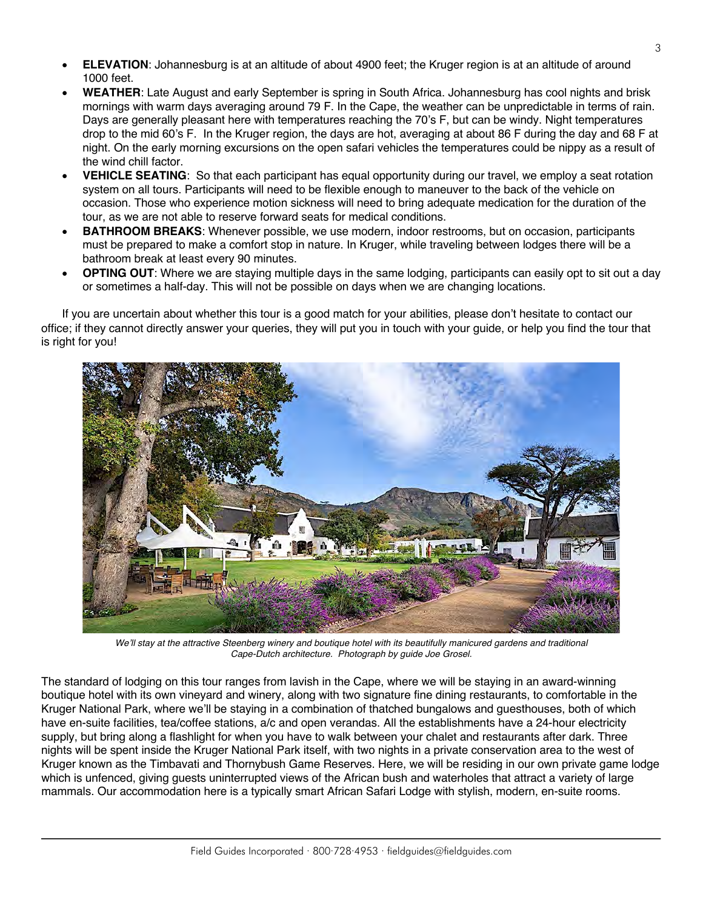- **ELEVATION**: Johannesburg is at an altitude of about 4900 feet; the Kruger region is at an altitude of around 1000 feet.
- **WEATHER**: Late August and early September is spring in South Africa. Johannesburg has cool nights and brisk mornings with warm days averaging around 79 F. In the Cape, the weather can be unpredictable in terms of rain. Days are generally pleasant here with temperatures reaching the 70's F, but can be windy. Night temperatures drop to the mid 60's F. In the Kruger region, the days are hot, averaging at about 86 F during the day and 68 F at night. On the early morning excursions on the open safari vehicles the temperatures could be nippy as a result of the wind chill factor.
- **VEHICLE SEATING**: So that each participant has equal opportunity during our travel, we employ a seat rotation system on all tours. Participants will need to be flexible enough to maneuver to the back of the vehicle on occasion. Those who experience motion sickness will need to bring adequate medication for the duration of the tour, as we are not able to reserve forward seats for medical conditions.
- **BATHROOM BREAKS**: Whenever possible, we use modern, indoor restrooms, but on occasion, participants must be prepared to make a comfort stop in nature. In Kruger, while traveling between lodges there will be a bathroom break at least every 90 minutes.
- **OPTING OUT**: Where we are staying multiple days in the same lodging, participants can easily opt to sit out a day or sometimes a half-day. This will not be possible on days when we are changing locations.

If you are uncertain about whether this tour is a good match for your abilities, please don't hesitate to contact our office; if they cannot directly answer your queries, they will put you in touch with your guide, or help you find the tour that is right for you!

*We'll stay at the attractive Steenberg winery and boutique hotel with its beautifully manicured gardens and traditional Cape-Dutch architecture. Photograph by guide Joe Grosel.*

The standard of lodging on this tour ranges from lavish in the Cape, where we will be staying in an award-winning boutique hotel with its own vineyard and winery, along with two signature fine dining restaurants, to comfortable in the Kruger National Park, where we'll be staying in a combination of thatched bungalows and guesthouses, both of which have en-suite facilities, tea/coffee stations, a/c and open verandas. All the establishments have a 24-hour electricity supply, but bring along a flashlight for when you have to walk between your chalet and restaurants after dark. Three nights will be spent inside the Kruger National Park itself, with two nights in a private conservation area to the west of Kruger known as the Timbavati and Thornybush Game Reserves. Here, we will be residing in our own private game lodge which is unfenced, giving guests uninterrupted views of the African bush and waterholes that attract a variety of large mammals. Our accommodation here is a typically smart African Safari Lodge with stylish, modern, en-suite rooms.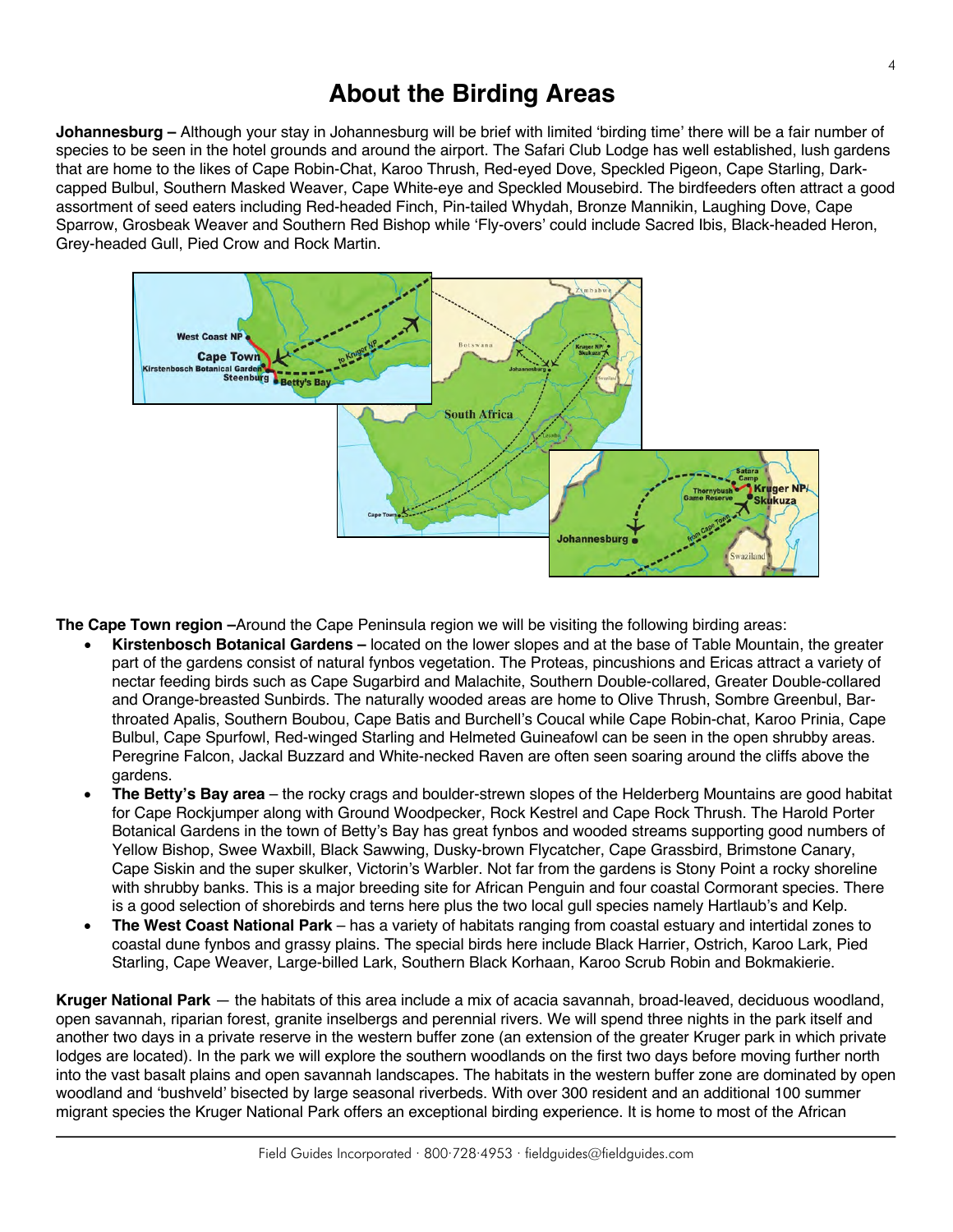# About the Birding Areas

**Johannesburg –** Although your stay in Johannesburg will be brief with limited 'birding time' there will be a fair number of species to be seen in the hotel grounds and around the airport. The Safari Club Lodge has well established, lush gardens that are home to the likes of Cape Robin-Chat, Karoo Thrush, Red-eyed Dove, Speckled Pigeon, Cape Starling, Dark-capped Bulbul, Southern Masked Weaver, Cape White-eye and Speckled Mousebird. The birdfeeders often attract a good assortment of seed eaters including Red-headed Finch, Pin-tailed Whydah, Bronze Mannikin, Laughing Dove, Cape Sparrow, Grosbeak Weaver and Southern Red Bishop while 'Fly-overs' could include Sacred Ibis, Black-headed Heron, Grey-headed Gull, Pied Crow and Rock Martin.

**The Cape Town region –**Around the Cape Peninsula region we will be visiting the following birding areas:

- **Kirstenbosch Botanical Gardens –** located on the lower slopes and at the base of Table Mountain, the greater part of the gardens consist of natural fynbos vegetation. The Proteas, pincushions and Ericas attract a variety of nectar feeding birds such as Cape Sugarbird and Malachite, Southern Double-collared, Greater Double-collared and Orange-breasted Sunbirds. The naturally wooded areas are home to Olive Thrush, Sombre Greenbul, Bar-throated Apalis, Southern Boubou, Cape Batis and Burchell's Coucal while Cape Robin-chat, Karoo Prinia, Cape Bulbul, Cape Spurfowl, Red-winged Starling and Helmeted Guineafowl can be seen in the open shrubby areas. Peregrine Falcon, Jackal Buzzard and White-necked Raven are often seen soaring around the cliffs above the gardens.
- **The Betty's Bay area** – the rocky crags and boulder-strewn slopes of the Helderberg Mountains are good habitat for Cape Rockjumper along with Ground Woodpecker, Rock Kestrel and Cape Rock Thrush. The Harold Porter Botanical Gardens in the town of Betty's Bay has great fynbos and wooded streams supporting good numbers of Yellow Bishop, Swee Waxbill, Black Sawwing, Dusky-brown Flycatcher, Cape Grassbird, Brimstone Canary, Cape Siskin and the super skulker, Victorin's Warbler. Not far from the gardens is Stony Point a rocky shoreline with shrubby banks. This is a major breeding site for African Penguin and four coastal Cormorant species. There is a good selection of shorebirds and terns here plus the two local gull species namely Hartlaub's and Kelp.
- **The West Coast National Park** – has a variety of habitats ranging from coastal estuary and intertidal zones to coastal dune fynbos and grassy plains. The special birds here include Black Harrier, Ostrich, Karoo Lark, Pied Starling, Cape Weaver, Large-billed Lark, Southern Black Korhaan, Karoo Scrub Robin and Bokmakierie.

**Kruger National Park** — the habitats of this area include a mix of acacia savannah, broad-leaved, deciduous woodland, open savannah, riparian forest, granite inselbergs and perennial rivers. We will spend three nights in the park itself and another two days in a private reserve in the western buffer zone (an extension of the greater Kruger park in which private lodges are located). In the park we will explore the southern woodlands on the first two days before moving further north into the vast basalt plains and open savannah landscapes. The habitats in the western buffer zone are dominated by open woodland and 'bushveld' bisected by large seasonal riverbeds. With over 300 resident and an additional 100 summer migrant species the Kruger National Park offers an exceptional birding experience. It is home to most of the African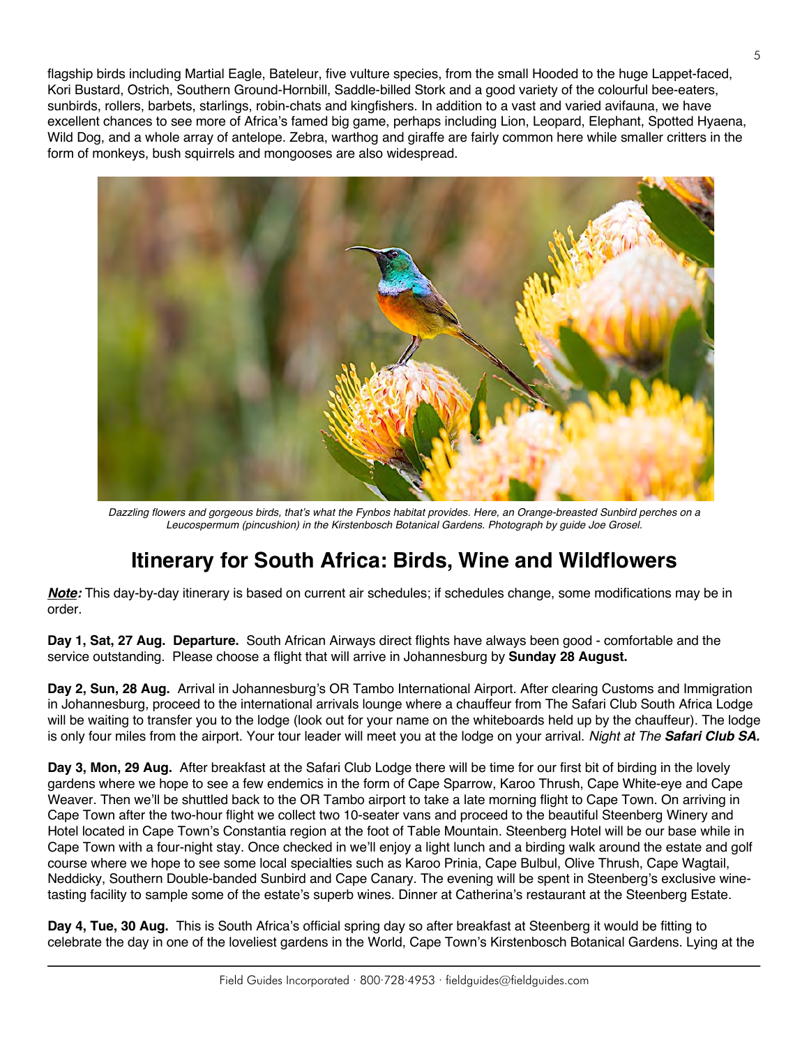flagship birds including Martial Eagle, Bateleur, five vulture species, from the small Hooded to the huge Lappet-faced, Kori Bustard, Ostrich, Southern Ground-Hornbill, Saddle-billed Stork and a good variety of the colourful bee-eaters, sunbirds, rollers, barbets, starlings, robin-chats and kingfishers. In addition to a vast and varied avifauna, we have excellent chances to see more of Africa's famed big game, perhaps including Lion, Leopard, Elephant, Spotted Hyaena, Wild Dog, and a whole array of antelope. Zebra, warthog and giraffe are fairly common here while smaller critters in the form of monkeys, bush squirrels and mongooses are also widespread.

*Dazzling flowers and gorgeous birds, that's what the Fynbos habitat provides. Here, an Orange-breasted Sunbird perches on a Leucospermum (pincushion) in the Kirstenbosch Botanical Gardens. Photograph by guide Joe Grosel.*

## Itinerary for South Africa: Birds, Wine and Wildflowers

***Note:*** This day-by-day itinerary is based on current air schedules; if schedules change, some modifications may be in order.

**Day 1, Sat, 27 Aug. Departure.** South African Airways direct flights have always been good - comfortable and the service outstanding. Please choose a flight that will arrive in Johannesburg by **Sunday 28 August.**

**Day 2, Sun, 28 Aug.** Arrival in Johannesburg's OR Tambo International Airport. After clearing Customs and Immigration in Johannesburg, proceed to the international arrivals lounge where a chauffeur from The Safari Club South Africa Lodge will be waiting to transfer you to the lodge (look out for your name on the whiteboards held up by the chauffeur). The lodge is only four miles from the airport. Your tour leader will meet you at the lodge on your arrival. *Night at The **Safari Club SA.***

**Day 3, Mon, 29 Aug.** After breakfast at the Safari Club Lodge there will be time for our first bit of birding in the lovely gardens where we hope to see a few endemics in the form of Cape Sparrow, Karoo Thrush, Cape White-eye and Cape Weaver. Then we'll be shuttled back to the OR Tambo airport to take a late morning flight to Cape Town. On arriving in Cape Town after the two-hour flight we collect two 10-seater vans and proceed to the beautiful Steenberg Winery and Hotel located in Cape Town's Constantia region at the foot of Table Mountain. Steenberg Hotel will be our base while in Cape Town with a four-night stay. Once checked in we'll enjoy a light lunch and a birding walk around the estate and golf course where we hope to see some local specialties such as Karoo Prinia, Cape Bulbul, Olive Thrush, Cape Wagtail, Neddicky, Southern Double-banded Sunbird and Cape Canary. The evening will be spent in Steenberg's exclusive wine-tasting facility to sample some of the estate's superb wines. Dinner at Catherina's restaurant at the Steenberg Estate.

**Day 4, Tue, 30 Aug.** This is South Africa's official spring day so after breakfast at Steenberg it would be fitting to celebrate the day in one of the loveliest gardens in the World, Cape Town's Kirstenbosch Botanical Gardens. Lying at the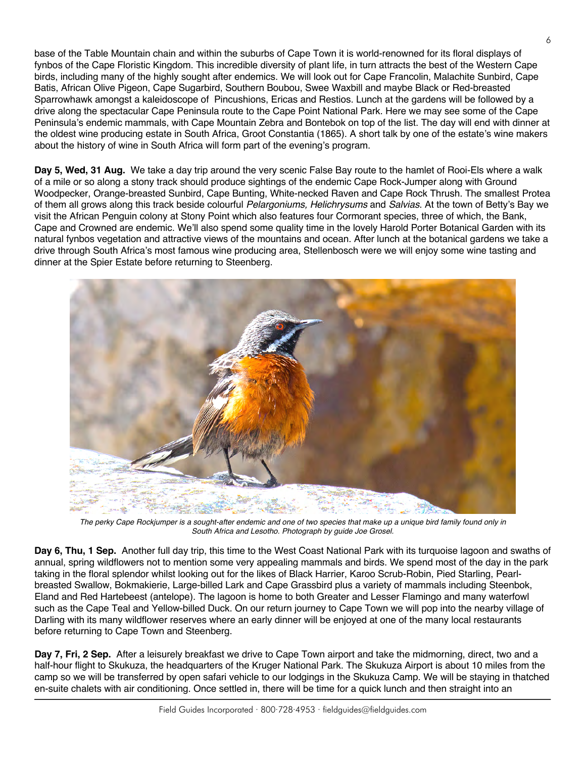base of the Table Mountain chain and within the suburbs of Cape Town it is world-renowned for its floral displays of fynbos of the Cape Floristic Kingdom. This incredible diversity of plant life, in turn attracts the best of the Western Cape birds, including many of the highly sought after endemics. We will look out for Cape Francolin, Malachite Sunbird, Cape Batis, African Olive Pigeon, Cape Sugarbird, Southern Boubou, Swee Waxbill and maybe Black or Red-breasted Sparrowhawk amongst a kaleidoscope of Pincushions, Ericas and Restios. Lunch at the gardens will be followed by a drive along the spectacular Cape Peninsula route to the Cape Point National Park. Here we may see some of the Cape Peninsula's endemic mammals, with Cape Mountain Zebra and Bontebok on top of the list. The day will end with dinner at the oldest wine producing estate in South Africa, Groot Constantia (1865). A short talk by one of the estate's wine makers about the history of wine in South Africa will form part of the evening's program.

**Day 5, Wed, 31 Aug.** We take a day trip around the very scenic False Bay route to the hamlet of Rooi-Els where a walk of a mile or so along a stony track should produce sightings of the endemic Cape Rock-Jumper along with Ground Woodpecker, Orange-breasted Sunbird, Cape Bunting, White-necked Raven and Cape Rock Thrush. The smallest Protea of them all grows along this track beside colourful *Pelargoniums, Helichrysums* and *Salvias*. At the town of Betty's Bay we visit the African Penguin colony at Stony Point which also features four Cormorant species, three of which, the Bank, Cape and Crowned are endemic. We'll also spend some quality time in the lovely Harold Porter Botanical Garden with its natural fynbos vegetation and attractive views of the mountains and ocean. After lunch at the botanical gardens we take a drive through South Africa's most famous wine producing area, Stellenbosch were we will enjoy some wine tasting and dinner at the Spier Estate before returning to Steenberg.

*The perky Cape Rockjumper is a sought-after endemic and one of two species that make up a unique bird family found only in South Africa and Lesotho. Photograph by guide Joe Grosel.*

**Day 6, Thu, 1 Sep.** Another full day trip, this time to the West Coast National Park with its turquoise lagoon and swaths of annual, spring wildflowers not to mention some very appealing mammals and birds. We spend most of the day in the park taking in the floral splendor whilst looking out for the likes of Black Harrier, Karoo Scrub-Robin, Pied Starling, Pearl-breasted Swallow, Bokmakierie, Large-billed Lark and Cape Grassbird plus a variety of mammals including Steenbok, Eland and Red Hartebeest (antelope). The lagoon is home to both Greater and Lesser Flamingo and many waterfowl such as the Cape Teal and Yellow-billed Duck. On our return journey to Cape Town we will pop into the nearby village of Darling with its many wildflower reserves where an early dinner will be enjoyed at one of the many local restaurants before returning to Cape Town and Steenberg.

**Day 7, Fri, 2 Sep.** After a leisurely breakfast we drive to Cape Town airport and take the midmorning, direct, two and a half-hour flight to Skukuza, the headquarters of the Kruger National Park. The Skukuza Airport is about 10 miles from the camp so we will be transferred by open safari vehicle to our lodgings in the Skukuza Camp. We will be staying in thatched en-suite chalets with air conditioning. Once settled in, there will be time for a quick lunch and then straight into an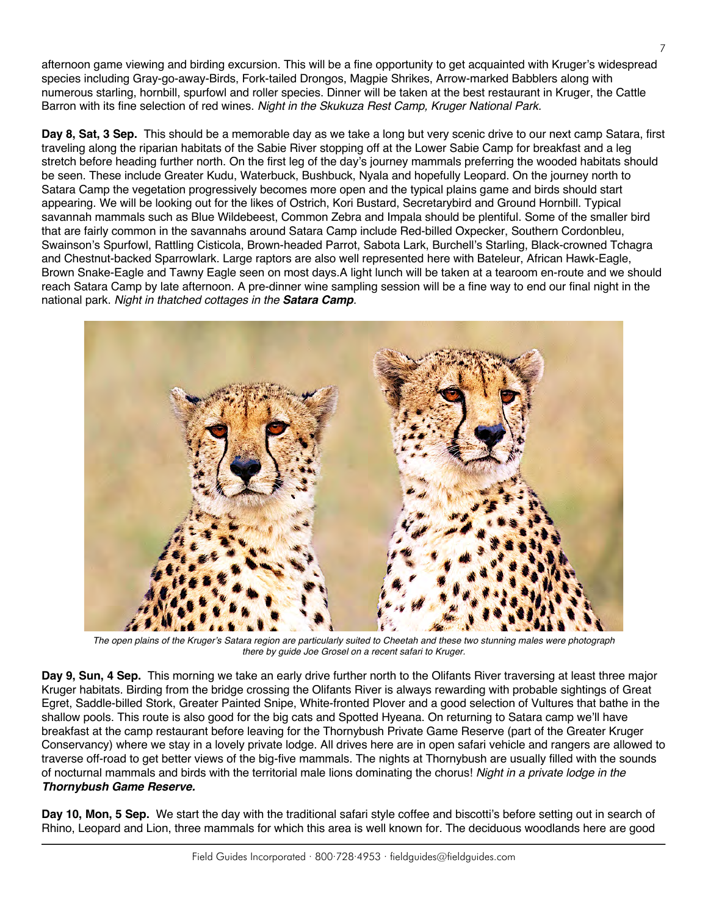afternoon game viewing and birding excursion. This will be a fine opportunity to get acquainted with Kruger's widespread species including Gray-go-away-Birds, Fork-tailed Drongos, Magpie Shrikes, Arrow-marked Babblers along with numerous starling, hornbill, spurfowl and roller species. Dinner will be taken at the best restaurant in Kruger, the Cattle Barron with its fine selection of red wines. *Night in the Skukuza Rest Camp, Kruger National Park.*

**Day 8, Sat, 3 Sep.** This should be a memorable day as we take a long but very scenic drive to our next camp Satara, first traveling along the riparian habitats of the Sabie River stopping off at the Lower Sabie Camp for breakfast and a leg stretch before heading further north. On the first leg of the day's journey mammals preferring the wooded habitats should be seen. These include Greater Kudu, Waterbuck, Bushbuck, Nyala and hopefully Leopard. On the journey north to Satara Camp the vegetation progressively becomes more open and the typical plains game and birds should start appearing. We will be looking out for the likes of Ostrich, Kori Bustard, Secretarybird and Ground Hornbill. Typical savannah mammals such as Blue Wildebeest, Common Zebra and Impala should be plentiful. Some of the smaller bird that are fairly common in the savannahs around Satara Camp include Red-billed Oxpecker, Southern Cordonbleu, Swainson's Spurfowl, Rattling Cisticola, Brown-headed Parrot, Sabota Lark, Burchell's Starling, Black-crowned Tchagra and Chestnut-backed Sparrowlark. Large raptors are also well represented here with Bateleur, African Hawk-Eagle, Brown Snake-Eagle and Tawny Eagle seen on most days.A light lunch will be taken at a tearoom en-route and we should reach Satara Camp by late afternoon. A pre-dinner wine sampling session will be a fine way to end our final night in the national park. *Night in thatched cottages in the **Satara Camp**.*

*The open plains of the Kruger's Satara region are particularly suited to Cheetah and these two stunning males were photograph there by guide Joe Grosel on a recent safari to Kruger.*

**Day 9, Sun, 4 Sep.** This morning we take an early drive further north to the Olifants River traversing at least three major Kruger habitats. Birding from the bridge crossing the Olifants River is always rewarding with probable sightings of Great Egret, Saddle-billed Stork, Greater Painted Snipe, White-fronted Plover and a good selection of Vultures that bathe in the shallow pools. This route is also good for the big cats and Spotted Hyeana. On returning to Satara camp we'll have breakfast at the camp restaurant before leaving for the Thornybush Private Game Reserve (part of the Greater Kruger Conservancy) where we stay in a lovely private lodge. All drives here are in open safari vehicle and rangers are allowed to traverse off-road to get better views of the big-five mammals. The nights at Thornybush are usually filled with the sounds of nocturnal mammals and birds with the territorial male lions dominating the chorus! *Night in a private lodge in the **Thornybush Game Reserve.***

**Day 10, Mon, 5 Sep.** We start the day with the traditional safari style coffee and biscotti's before setting out in search of Rhino, Leopard and Lion, three mammals for which this area is well known for. The deciduous woodlands here are good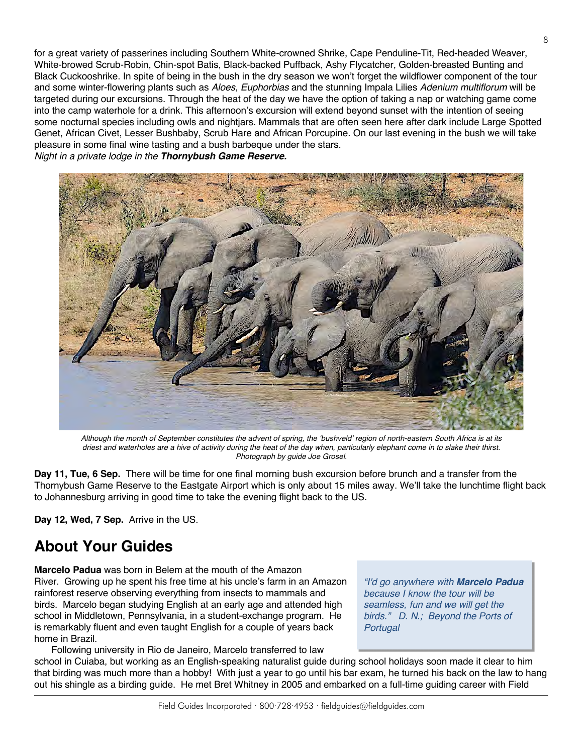for a great variety of passerines including Southern White-crowned Shrike, Cape Penduline-Tit, Red-headed Weaver, White-browed Scrub-Robin, Chin-spot Batis, Black-backed Puffback, Ashy Flycatcher, Golden-breasted Bunting and Black Cuckooshrike. In spite of being in the bush in the dry season we won't forget the wildflower component of the tour and some winter-flowering plants such as *Aloes, Euphorbias* and the stunning Impala Lilies *Adenium multiflorum* will be targeted during our excursions. Through the heat of the day we have the option of taking a nap or watching game come into the camp waterhole for a drink. This afternoon's excursion will extend beyond sunset with the intention of seeing some nocturnal species including owls and nightjars. Mammals that are often seen here after dark include Large Spotted Genet, African Civet, Lesser Bushbaby, Scrub Hare and African Porcupine. On our last evening in the bush we will take pleasure in some final wine tasting and a bush barbeque under the stars.
*Night in a private lodge in the **Thornybush Game Reserve.***

*Although the month of September constitutes the advent of spring, the 'bushveld' region of north-eastern South Africa is at its driest and waterholes are a hive of activity during the heat of the day when, particularly elephant come in to slake their thirst. Photograph by guide Joe Grosel.*

**Day 11, Tue, 6 Sep.** There will be time for one final morning bush excursion before brunch and a transfer from the Thornybush Game Reserve to the Eastgate Airport which is only about 15 miles away. We'll take the lunchtime flight back to Johannesburg arriving in good time to take the evening flight back to the US.

**Day 12, Wed, 7 Sep.** Arrive in the US.

## About Your Guides

**Marcelo Padua** was born in Belem at the mouth of the Amazon River. Growing up he spent his free time at his uncle's farm in an Amazon rainforest reserve observing everything from insects to mammals and birds. Marcelo began studying English at an early age and attended high school in Middletown, Pennsylvania, in a student-exchange program. He is remarkably fluent and even taught English for a couple of years back home in Brazil.

Following university in Rio de Janeiro, Marcelo transferred to law school in Cuiaba, but working as an English-speaking naturalist guide during school holidays soon made it clear to him that birding was much more than a hobby! With just a year to go until his bar exam, he turned his back on the law to hang out his shingle as a birding guide. He met Bret Whitney in 2005 and embarked on a full-time guiding career with Field

> *"I'd go anywhere with **Marcelo Padua** because I know the tour will be seamless, fun and we will get the birds." D. N.; Beyond the Ports of Portugal*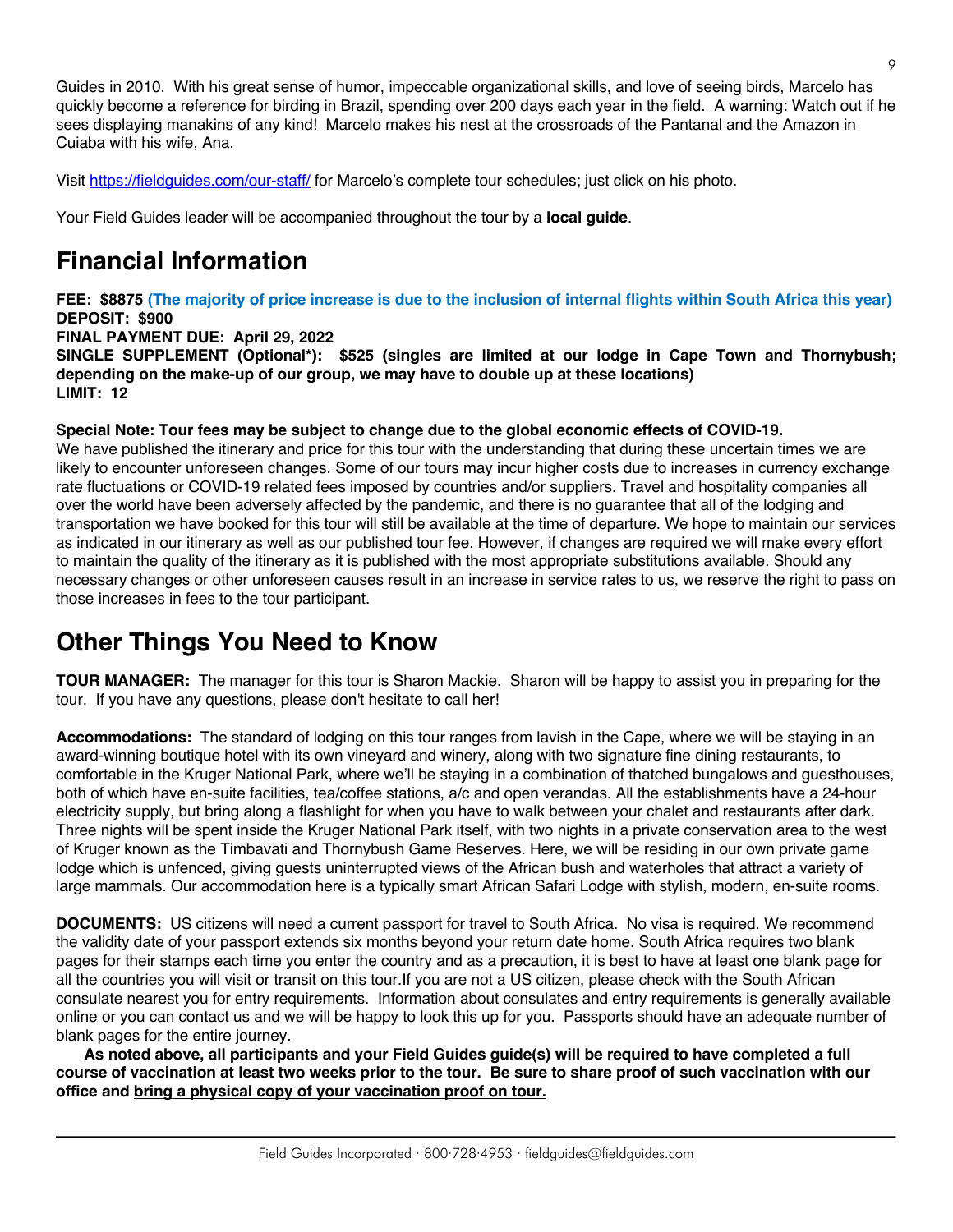Guides in 2010. With his great sense of humor, impeccable organizational skills, and love of seeing birds, Marcelo has quickly become a reference for birding in Brazil, spending over 200 days each year in the field. A warning: Watch out if he sees displaying manakins of any kind! Marcelo makes his nest at the crossroads of the Pantanal and the Amazon in Cuiaba with his wife, Ana.

Visit https://fieldguides.com/our-staff/ for Marcelo's complete tour schedules; just click on his photo.

Your Field Guides leader will be accompanied throughout the tour by a **local guide**.

## Financial Information

**FEE: $8875 (The majority of price increase is due to the inclusion of internal flights within South Africa this year)**
**DEPOSIT: $900**
**FINAL PAYMENT DUE: April 29, 2022**
**SINGLE SUPPLEMENT (Optional*): $525 (singles are limited at our lodge in Cape Town and Thornybush; depending on the make-up of our group, we may have to double up at these locations)**
**LIMIT: 12**

**Special Note: Tour fees may be subject to change due to the global economic effects of COVID-19.**
We have published the itinerary and price for this tour with the understanding that during these uncertain times we are likely to encounter unforeseen changes. Some of our tours may incur higher costs due to increases in currency exchange rate fluctuations or COVID-19 related fees imposed by countries and/or suppliers. Travel and hospitality companies all over the world have been adversely affected by the pandemic, and there is no guarantee that all of the lodging and transportation we have booked for this tour will still be available at the time of departure. We hope to maintain our services as indicated in our itinerary as well as our published tour fee. However, if changes are required we will make every effort to maintain the quality of the itinerary as it is published with the most appropriate substitutions available. Should any necessary changes or other unforeseen causes result in an increase in service rates to us, we reserve the right to pass on those increases in fees to the tour participant.

## Other Things You Need to Know

**TOUR MANAGER:** The manager for this tour is Sharon Mackie. Sharon will be happy to assist you in preparing for the tour. If you have any questions, please don't hesitate to call her!

**Accommodations:** The standard of lodging on this tour ranges from lavish in the Cape, where we will be staying in an award-winning boutique hotel with its own vineyard and winery, along with two signature fine dining restaurants, to comfortable in the Kruger National Park, where we'll be staying in a combination of thatched bungalows and guesthouses, both of which have en-suite facilities, tea/coffee stations, a/c and open verandas. All the establishments have a 24-hour electricity supply, but bring along a flashlight for when you have to walk between your chalet and restaurants after dark. Three nights will be spent inside the Kruger National Park itself, with two nights in a private conservation area to the west of Kruger known as the Timbavati and Thornybush Game Reserves. Here, we will be residing in our own private game lodge which is unfenced, giving guests uninterrupted views of the African bush and waterholes that attract a variety of large mammals. Our accommodation here is a typically smart African Safari Lodge with stylish, modern, en-suite rooms.

**DOCUMENTS:** US citizens will need a current passport for travel to South Africa. No visa is required. We recommend the validity date of your passport extends six months beyond your return date home. South Africa requires two blank pages for their stamps each time you enter the country and as a precaution, it is best to have at least one blank page for all the countries you will visit or transit on this tour.If you are not a US citizen, please check with the South African consulate nearest you for entry requirements. Information about consulates and entry requirements is generally available online or you can contact us and we will be happy to look this up for you. Passports should have an adequate number of blank pages for the entire journey.

**As noted above, all participants and your Field Guides guide(s) will be required to have completed a full course of vaccination at least two weeks prior to the tour. Be sure to share proof of such vaccination with our office and bring a physical copy of your vaccination proof on tour.**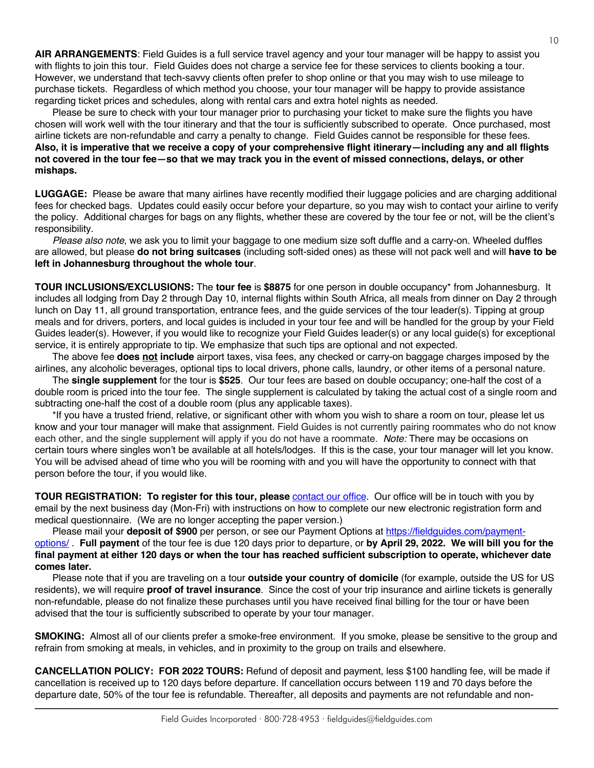**AIR ARRANGEMENTS**: Field Guides is a full service travel agency and your tour manager will be happy to assist you with flights to join this tour. Field Guides does not charge a service fee for these services to clients booking a tour. However, we understand that tech-savvy clients often prefer to shop online or that you may wish to use mileage to purchase tickets. Regardless of which method you choose, your tour manager will be happy to provide assistance regarding ticket prices and schedules, along with rental cars and extra hotel nights as needed.

Please be sure to check with your tour manager prior to purchasing your ticket to make sure the flights you have chosen will work well with the tour itinerary and that the tour is sufficiently subscribed to operate. Once purchased, most airline tickets are non-refundable and carry a penalty to change. Field Guides cannot be responsible for these fees. **Also, it is imperative that we receive a copy of your comprehensive flight itinerary—including any and all flights not covered in the tour fee—so that we may track you in the event of missed connections, delays, or other mishaps.**

**LUGGAGE:** Please be aware that many airlines have recently modified their luggage policies and are charging additional fees for checked bags. Updates could easily occur before your departure, so you may wish to contact your airline to verify the policy. Additional charges for bags on any flights, whether these are covered by the tour fee or not, will be the client's responsibility.

*Please also note*, we ask you to limit your baggage to one medium size soft duffle and a carry-on. Wheeled duffles are allowed, but please **do not bring suitcases** (including soft-sided ones) as these will not pack well and will **have to be left in Johannesburg throughout the whole tour**.

**TOUR INCLUSIONS/EXCLUSIONS:** The **tour fee** is **$8875** for one person in double occupancy* from Johannesburg. It includes all lodging from Day 2 through Day 10, internal flights within South Africa, all meals from dinner on Day 2 through lunch on Day 11, all ground transportation, entrance fees, and the guide services of the tour leader(s). Tipping at group meals and for drivers, porters, and local guides is included in your tour fee and will be handled for the group by your Field Guides leader(s). However, if you would like to recognize your Field Guides leader(s) or any local guide(s) for exceptional service, it is entirely appropriate to tip. We emphasize that such tips are optional and not expected.

The above fee **does not include** airport taxes, visa fees, any checked or carry-on baggage charges imposed by the airlines, any alcoholic beverages, optional tips to local drivers, phone calls, laundry, or other items of a personal nature.

The **single supplement** for the tour is **$525**. Our tour fees are based on double occupancy; one-half the cost of a double room is priced into the tour fee. The single supplement is calculated by taking the actual cost of a single room and subtracting one-half the cost of a double room (plus any applicable taxes).

*If you have a trusted friend, relative, or significant other with whom you wish to share a room on tour, please let us know and your tour manager will make that assignment. Field Guides is not currently pairing roommates who do not know each other, and the single supplement will apply if you do not have a roommate. *Note:* There may be occasions on certain tours where singles won't be available at all hotels/lodges. If this is the case, your tour manager will let you know. You will be advised ahead of time who you will be rooming with and you will have the opportunity to connect with that person before the tour, if you would like.

**TOUR REGISTRATION: To register for this tour, please** contact our office. Our office will be in touch with you by email by the next business day (Mon-Fri) with instructions on how to complete our new electronic registration form and medical questionnaire. (We are no longer accepting the paper version.)

Please mail your **deposit of $900** per person, or see our Payment Options at https://fieldguides.com/payment-options/ . **Full payment** of the tour fee is due 120 days prior to departure, or **by April 29, 2022. We will bill you for the final payment at either 120 days or when the tour has reached sufficient subscription to operate, whichever date comes later.**

Please note that if you are traveling on a tour **outside your country of domicile** (for example, outside the US for US residents), we will require **proof of travel insurance**. Since the cost of your trip insurance and airline tickets is generally non-refundable, please do not finalize these purchases until you have received final billing for the tour or have been advised that the tour is sufficiently subscribed to operate by your tour manager.

**SMOKING:** Almost all of our clients prefer a smoke-free environment. If you smoke, please be sensitive to the group and refrain from smoking at meals, in vehicles, and in proximity to the group on trails and elsewhere.

**CANCELLATION POLICY: FOR 2022 TOURS:** Refund of deposit and payment, less $100 handling fee, will be made if cancellation is received up to 120 days before departure. If cancellation occurs between 119 and 70 days before the departure date, 50% of the tour fee is refundable. Thereafter, all deposits and payments are not refundable and non-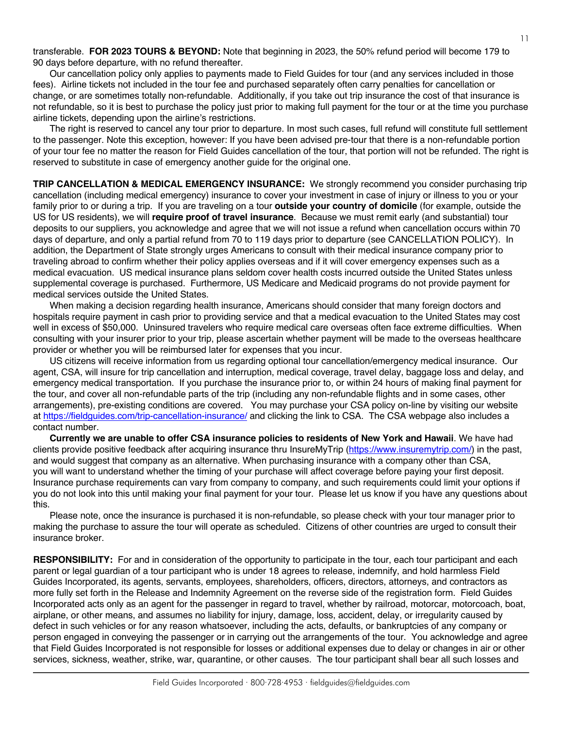transferable. **FOR 2023 TOURS & BEYOND:** Note that beginning in 2023, the 50% refund period will become 179 to 90 days before departure, with no refund thereafter.

Our cancellation policy only applies to payments made to Field Guides for tour (and any services included in those fees). Airline tickets not included in the tour fee and purchased separately often carry penalties for cancellation or change, or are sometimes totally non-refundable. Additionally, if you take out trip insurance the cost of that insurance is not refundable, so it is best to purchase the policy just prior to making full payment for the tour or at the time you purchase airline tickets, depending upon the airline's restrictions.

The right is reserved to cancel any tour prior to departure. In most such cases, full refund will constitute full settlement to the passenger. Note this exception, however: If you have been advised pre-tour that there is a non-refundable portion of your tour fee no matter the reason for Field Guides cancellation of the tour, that portion will not be refunded. The right is reserved to substitute in case of emergency another guide for the original one.

**TRIP CANCELLATION & MEDICAL EMERGENCY INSURANCE:** We strongly recommend you consider purchasing trip cancellation (including medical emergency) insurance to cover your investment in case of injury or illness to you or your family prior to or during a trip. If you are traveling on a tour **outside your country of domicile** (for example, outside the US for US residents), we will **require proof of travel insurance**. Because we must remit early (and substantial) tour deposits to our suppliers, you acknowledge and agree that we will not issue a refund when cancellation occurs within 70 days of departure, and only a partial refund from 70 to 119 days prior to departure (see CANCELLATION POLICY). In addition, the Department of State strongly urges Americans to consult with their medical insurance company prior to traveling abroad to confirm whether their policy applies overseas and if it will cover emergency expenses such as a medical evacuation. US medical insurance plans seldom cover health costs incurred outside the United States unless supplemental coverage is purchased. Furthermore, US Medicare and Medicaid programs do not provide payment for medical services outside the United States.

When making a decision regarding health insurance, Americans should consider that many foreign doctors and hospitals require payment in cash prior to providing service and that a medical evacuation to the United States may cost well in excess of $50,000. Uninsured travelers who require medical care overseas often face extreme difficulties. When consulting with your insurer prior to your trip, please ascertain whether payment will be made to the overseas healthcare provider or whether you will be reimbursed later for expenses that you incur.

US citizens will receive information from us regarding optional tour cancellation/emergency medical insurance. Our agent, CSA, will insure for trip cancellation and interruption, medical coverage, travel delay, baggage loss and delay, and emergency medical transportation. If you purchase the insurance prior to, or within 24 hours of making final payment for the tour, and cover all non-refundable parts of the trip (including any non-refundable flights and in some cases, other arrangements), pre-existing conditions are covered. You may purchase your CSA policy on-line by visiting our website at https://fieldguides.com/trip-cancellation-insurance/ and clicking the link to CSA. The CSA webpage also includes a contact number.

**Currently we are unable to offer CSA insurance policies to residents of New York and Hawaii**. We have had clients provide positive feedback after acquiring insurance thru InsureMyTrip (https://www.insuremytrip.com/) in the past, and would suggest that company as an alternative. When purchasing insurance with a company other than CSA, you will want to understand whether the timing of your purchase will affect coverage before paying your first deposit. Insurance purchase requirements can vary from company to company, and such requirements could limit your options if you do not look into this until making your final payment for your tour. Please let us know if you have any questions about this.

Please note, once the insurance is purchased it is non-refundable, so please check with your tour manager prior to making the purchase to assure the tour will operate as scheduled. Citizens of other countries are urged to consult their insurance broker.

**RESPONSIBILITY:** For and in consideration of the opportunity to participate in the tour, each tour participant and each parent or legal guardian of a tour participant who is under 18 agrees to release, indemnify, and hold harmless Field Guides Incorporated, its agents, servants, employees, shareholders, officers, directors, attorneys, and contractors as more fully set forth in the Release and Indemnity Agreement on the reverse side of the registration form. Field Guides Incorporated acts only as an agent for the passenger in regard to travel, whether by railroad, motorcar, motorcoach, boat, airplane, or other means, and assumes no liability for injury, damage, loss, accident, delay, or irregularity caused by defect in such vehicles or for any reason whatsoever, including the acts, defaults, or bankruptcies of any company or person engaged in conveying the passenger or in carrying out the arrangements of the tour. You acknowledge and agree that Field Guides Incorporated is not responsible for losses or additional expenses due to delay or changes in air or other services, sickness, weather, strike, war, quarantine, or other causes. The tour participant shall bear all such losses and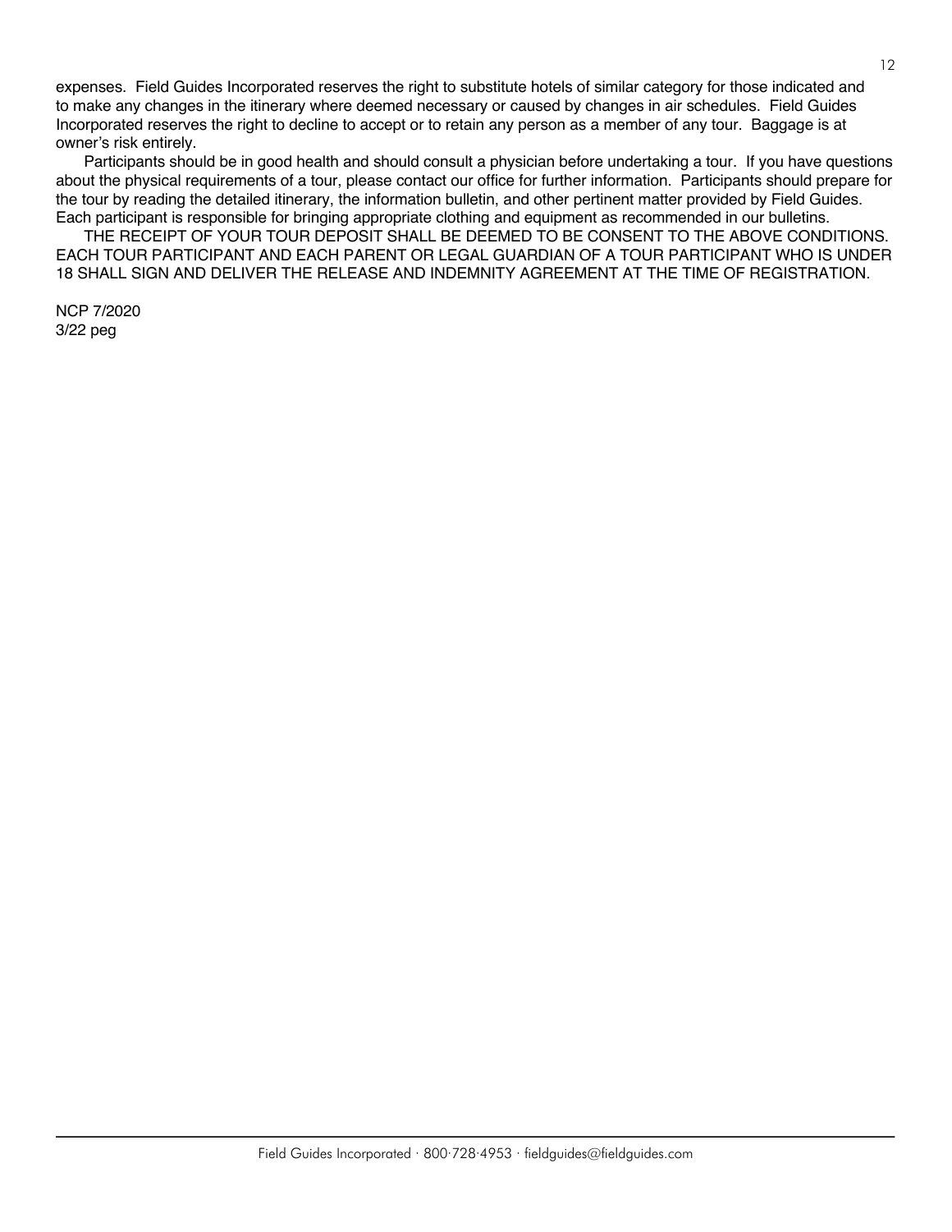expenses. Field Guides Incorporated reserves the right to substitute hotels of similar category for those indicated and to make any changes in the itinerary where deemed necessary or caused by changes in air schedules. Field Guides Incorporated reserves the right to decline to accept or to retain any person as a member of any tour. Baggage is at owner's risk entirely.

Participants should be in good health and should consult a physician before undertaking a tour. If you have questions about the physical requirements of a tour, please contact our office for further information. Participants should prepare for the tour by reading the detailed itinerary, the information bulletin, and other pertinent matter provided by Field Guides. Each participant is responsible for bringing appropriate clothing and equipment as recommended in our bulletins.

THE RECEIPT OF YOUR TOUR DEPOSIT SHALL BE DEEMED TO BE CONSENT TO THE ABOVE CONDITIONS. EACH TOUR PARTICIPANT AND EACH PARENT OR LEGAL GUARDIAN OF A TOUR PARTICIPANT WHO IS UNDER 18 SHALL SIGN AND DELIVER THE RELEASE AND INDEMNITY AGREEMENT AT THE TIME OF REGISTRATION.

NCP 7/2020
3/22 peg